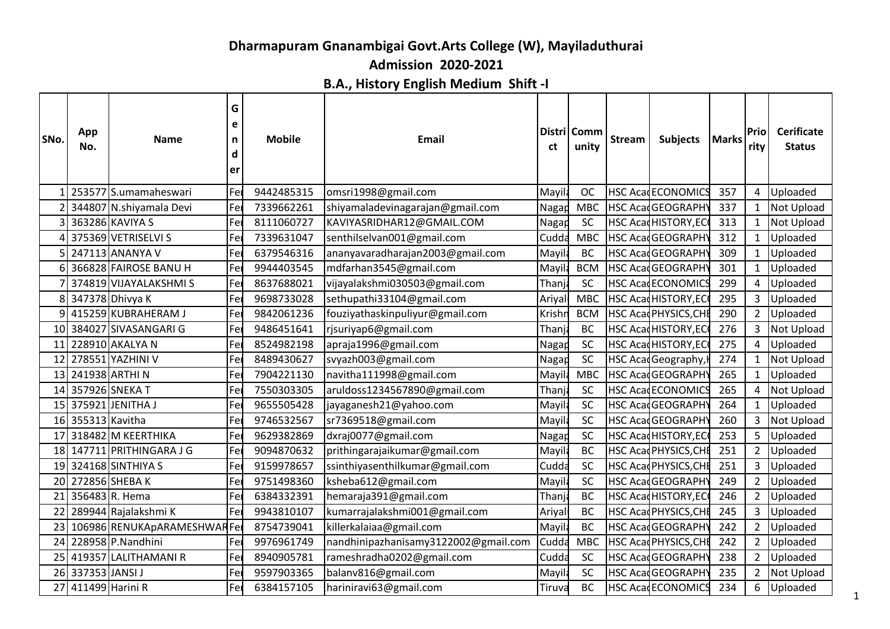# Dharmapuram Gnanambigai Govt.Arts College (W), Mayiladuthurai

## Admission 2020-2021

### B.A., History English Medium Shift -I

| SNo. | App No. | Name | Gender | Mobile | Email | District | Community | Stream | Subjects | Marks | Priority | Cerificate Status |
|---|---|---|---|---|---|---|---|---|---|---|---|---|
| 1 | 253577 | S.umamaheswari | Fe | 9442485315 | omsri1998@gmail.com | Mayila | OC | HSC Acad | ECONOMICS | 357 | 4 | Uploaded |
| 2 | 344807 | N.shiyamala Devi | Fe | 7339662261 | shiyamaladevinagarajan@gmail.com | Nagap | MBC | HSC Acad | GEOGRAPHY | 337 | 1 | Not Upload |
| 3 | 363286 | KAVIYA S | Fe | 8111060727 | KAVIYASRIDHAR12@GMAIL.COM | Nagap | SC | HSC Acad | HISTORY,EC | 313 | 1 | Not Upload |
| 4 | 375369 | VETRISELVI S | Fe | 7339631047 | senthilselvan001@gmail.com | Cudda | MBC | HSC Acad | GEOGRAPHY | 312 | 1 | Uploaded |
| 5 | 247113 | ANANYA V | Fe | 6379546316 | ananyavaradharajan2003@gmail.com | Mayila | BC | HSC Acad | GEOGRAPHY | 309 | 1 | Uploaded |
| 6 | 366828 | FAIROSE BANU H | Fe | 9944403545 | mdfarhan3545@gmail.com | Mayila | BCM | HSC Acad | GEOGRAPHY | 301 | 1 | Uploaded |
| 7 | 374819 | VIJAYALAKSHMI S | Fe | 8637688021 | vijayalakshmi030503@gmail.com | Thanja | SC | HSC Acad | ECONOMICS | 299 | 4 | Uploaded |
| 8 | 347378 | Dhivya K | Fe | 9698733028 | sethupathi33104@gmail.com | Ariyal | MBC | HSC Acad | HISTORY,EC | 295 | 3 | Uploaded |
| 9 | 415259 | KUBRAHERAM J | Fe | 9842061236 | fouziyathaskinpuliyur@gmail.com | Krishn | BCM | HSC Acad | PHYSICS,CHE | 290 | 2 | Uploaded |
| 10 | 384027 | SIVASANGARI G | Fe | 9486451641 | rjsuriyap6@gmail.com | Thanja | BC | HSC Acad | HISTORY,EC | 276 | 3 | Not Upload |
| 11 | 228910 | AKALYA N | Fe | 8524982198 | apraja1996@gmail.com | Nagap | SC | HSC Acad | HISTORY,EC | 275 | 4 | Uploaded |
| 12 | 278551 | YAZHINI V | Fe | 8489430627 | svyazh003@gmail.com | Nagap | SC | HSC Acad | Geography,H | 274 | 1 | Not Upload |
| 13 | 241938 | ARTHI N | Fe | 7904221130 | navitha111998@gmail.com | Mayila | MBC | HSC Acad | GEOGRAPHY | 265 | 1 | Uploaded |
| 14 | 357926 | SNEKA T | Fe | 7550303305 | aruldoss1234567890@gmail.com | Thanja | SC | HSC Acad | ECONOMICS | 265 | 4 | Not Upload |
| 15 | 375921 | JENITHA J | Fe | 9655505428 | jayaganesh21@yahoo.com | Mayila | SC | HSC Acad | GEOGRAPHY | 264 | 1 | Uploaded |
| 16 | 355313 | Kavitha | Fe | 9746532567 | sr7369518@gmail.com | Mayila | SC | HSC Acad | GEOGRAPHY | 260 | 3 | Not Upload |
| 17 | 318482 | M KEERTHIKA | Fe | 9629382869 | dxraj0077@gmail.com | Nagap | SC | HSC Acad | HISTORY,EC | 253 | 5 | Uploaded |
| 18 | 147711 | PRITHINGARA J G | Fe | 9094870632 | prithingarajaikumar@gmail.com | Mayila | BC | HSC Acad | PHYSICS,CHE | 251 | 2 | Uploaded |
| 19 | 324168 | SINTHIYA S | Fe | 9159978657 | ssinthiyasenthilkumar@gmail.com | Cudda | SC | HSC Acad | PHYSICS,CHE | 251 | 3 | Uploaded |
| 20 | 272856 | SHEBA K | Fe | 9751498360 | ksheba612@gmail.com | Mayila | SC | HSC Acad | GEOGRAPHY | 249 | 2 | Uploaded |
| 21 | 356483 | R. Hema | Fe | 6384332391 | hemaraja391@gmail.com | Thanja | BC | HSC Acad | HISTORY,EC | 246 | 2 | Uploaded |
| 22 | 289944 | Rajalakshmi K | Fe | 9943810107 | kumarrajalakshmi001@gmail.com | Ariyal | BC | HSC Acad | PHYSICS,CHE | 245 | 3 | Uploaded |
| 23 | 106986 | RENUKApARAMESHWAR | Fe | 8754739041 | killerkalaiaa@gmail.com | Mayila | BC | HSC Acad | GEOGRAPHY | 242 | 2 | Uploaded |
| 24 | 228958 | P.Nandhini | Fe | 9976961749 | nandhinipazhanisamy3122002@gmail.com | Cudda | MBC | HSC Acad | PHYSICS,CHE | 242 | 2 | Uploaded |
| 25 | 419357 | LALITHAMANI R | Fe | 8940905781 | rameshradha0202@gmail.com | Cudda | SC | HSC Acad | GEOGRAPHY | 238 | 2 | Uploaded |
| 26 | 337353 | JANSI J | Fe | 9597903365 | balanv816@gmail.com | Mayila | SC | HSC Acad | GEOGRAPHY | 235 | 2 | Not Upload |
| 27 | 411499 | Harini R | Fe | 6384157105 | hariniravi63@gmail.com | Tiruva | BC | HSC Acad | ECONOMICS | 234 | 6 | Uploaded |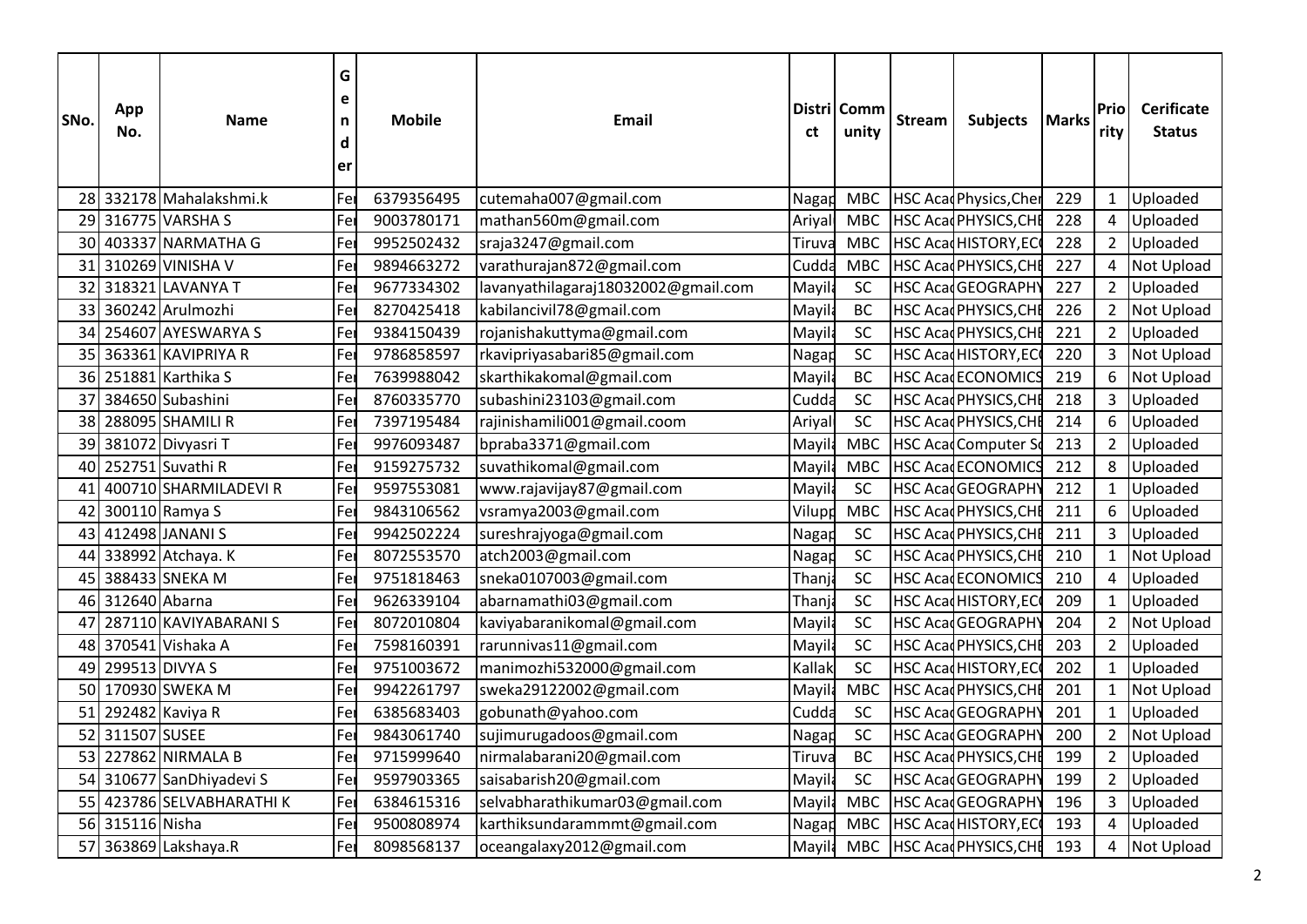| SNo. | App No. | Name | Gender | Mobile | Email | District | Community | Stream | Subjects | Marks | Priority | Cerificate Status |
|---|---|---|---|---|---|---|---|---|---|---|---|---|
| 28 | 332178 | Mahalakshmi.k | Fe | 6379356495 | cutemaha007@gmail.com | Nagap | MBC | HSC Acad | Physics,Cher | 229 | 1 | Uploaded |
| 29 | 316775 | VARSHA S | Fe | 9003780171 | mathan560m@gmail.com | Ariyal | MBC | HSC Acad | PHYSICS,CHE | 228 | 4 | Uploaded |
| 30 | 403337 | NARMATHA G | Fe | 9952502432 | sraja3247@gmail.com | Tiruva | MBC | HSC Acad | HISTORY,EC | 228 | 2 | Uploaded |
| 31 | 310269 | VINISHA V | Fe | 9894663272 | varathurajan872@gmail.com | Cudda | MBC | HSC Acad | PHYSICS,CHE | 227 | 4 | Not Upload |
| 32 | 318321 | LAVANYA T | Fe | 9677334302 | lavanyathilagaraj18032002@gmail.com | Mayila | SC | HSC Acad | GEOGRAPHY | 227 | 2 | Uploaded |
| 33 | 360242 | Arulmozhi | Fe | 8270425418 | kabilancivil78@gmail.com | Mayila | BC | HSC Acad | PHYSICS,CHE | 226 | 2 | Not Upload |
| 34 | 254607 | AYESWARYA S | Fe | 9384150439 | rojanishakuttyma@gmail.com | Mayila | SC | HSC Acad | PHYSICS,CHE | 221 | 2 | Uploaded |
| 35 | 363361 | KAVIPRIYA R | Fe | 9786858597 | rkavipriyasabari85@gmail.com | Nagap | SC | HSC Acad | HISTORY,EC | 220 | 3 | Not Upload |
| 36 | 251881 | Karthika S | Fe | 7639988042 | skarthikakomal@gmail.com | Mayila | BC | HSC Acad | ECONOMICS | 219 | 6 | Not Upload |
| 37 | 384650 | Subashini | Fe | 8760335770 | subashini23103@gmail.com | Cudda | SC | HSC Acad | PHYSICS,CHE | 218 | 3 | Uploaded |
| 38 | 288095 | SHAMILI R | Fe | 7397195484 | rajinishamili001@gmail.coom | Ariyal | SC | HSC Acad | PHYSICS,CHE | 214 | 6 | Uploaded |
| 39 | 381072 | Divyasri T | Fe | 9976093487 | bpraba3371@gmail.com | Mayila | MBC | HSC Acad | Computer Sc | 213 | 2 | Uploaded |
| 40 | 252751 | Suvathi R | Fe | 9159275732 | suvathikomal@gmail.com | Mayila | MBC | HSC Acad | ECONOMICS | 212 | 8 | Uploaded |
| 41 | 400710 | SHARMILADEVI R | Fe | 9597553081 | www.rajavijay87@gmail.com | Mayila | SC | HSC Acad | GEOGRAPHY | 212 | 1 | Uploaded |
| 42 | 300110 | Ramya S | Fe | 9843106562 | vsramya2003@gmail.com | Vilupp | MBC | HSC Acad | PHYSICS,CHE | 211 | 6 | Uploaded |
| 43 | 412498 | JANANI S | Fe | 9942502224 | sureshrajyoga@gmail.com | Nagap | SC | HSC Acad | PHYSICS,CHE | 211 | 3 | Uploaded |
| 44 | 338992 | Atchaya. K | Fe | 8072553570 | atch2003@gmail.com | Nagap | SC | HSC Acad | PHYSICS,CHE | 210 | 1 | Not Upload |
| 45 | 388433 | SNEKA M | Fe | 9751818463 | sneka0107003@gmail.com | Thanja | SC | HSC Acad | ECONOMICS | 210 | 4 | Uploaded |
| 46 | 312640 | Abarna | Fe | 9626339104 | abarnamathi03@gmail.com | Thanja | SC | HSC Acad | HISTORY,EC | 209 | 1 | Uploaded |
| 47 | 287110 | KAVIYABARANI S | Fe | 8072010804 | kaviyabaranikomal@gmail.com | Mayila | SC | HSC Acad | GEOGRAPHY | 204 | 2 | Not Upload |
| 48 | 370541 | Vishaka A | Fe | 7598160391 | rarunnivas11@gmail.com | Mayila | SC | HSC Acad | PHYSICS,CHE | 203 | 2 | Uploaded |
| 49 | 299513 | DIVYA S | Fe | 9751003672 | manimozhi532000@gmail.com | Kallak | SC | HSC Acad | HISTORY,EC | 202 | 1 | Uploaded |
| 50 | 170930 | SWEKA M | Fe | 9942261797 | sweka29122002@gmail.com | Mayila | MBC | HSC Acad | PHYSICS,CHE | 201 | 1 | Not Upload |
| 51 | 292482 | Kaviya R | Fe | 6385683403 | gobunath@yahoo.com | Cudda | SC | HSC Acad | GEOGRAPHY | 201 | 1 | Uploaded |
| 52 | 311507 | SUSEE | Fe | 9843061740 | sujimurugadoos@gmail.com | Nagap | SC | HSC Acad | GEOGRAPHY | 200 | 2 | Not Upload |
| 53 | 227862 | NIRMALA B | Fe | 9715999640 | nirmalabarani20@gmail.com | Tiruva | BC | HSC Acad | PHYSICS,CHE | 199 | 2 | Uploaded |
| 54 | 310677 | SanDhiyadevi S | Fe | 9597903365 | saisabarish20@gmail.com | Mayila | SC | HSC Acad | GEOGRAPHY | 199 | 2 | Uploaded |
| 55 | 423786 | SELVABHARATHI K | Fe | 6384615316 | selvabharathikumar03@gmail.com | Mayila | MBC | HSC Acad | GEOGRAPHY | 196 | 3 | Uploaded |
| 56 | 315116 | Nisha | Fe | 9500808974 | karthiksundarammmt@gmail.com | Nagap | MBC | HSC Acad | HISTORY,EC | 193 | 4 | Uploaded |
| 57 | 363869 | Lakshaya.R | Fe | 8098568137 | oceangalaxy2012@gmail.com | Mayila | MBC | HSC Acad | PHYSICS,CHE | 193 | 4 | Not Upload |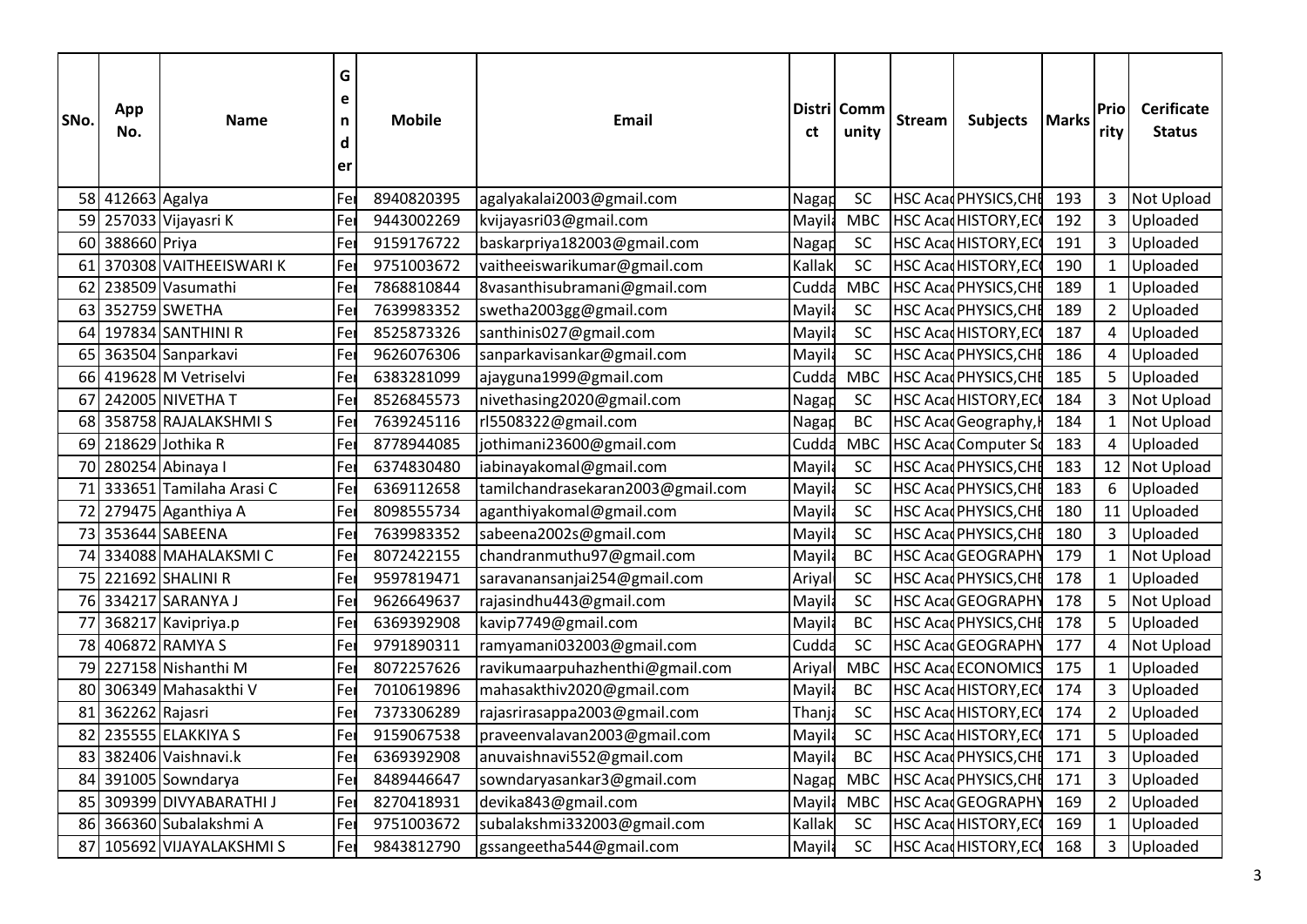| SNo. | App No. | Name | Gender | Mobile | Email | District | Community | Stream | Subjects | Marks | Priority | Cerificate Status |
|---|---|---|---|---|---|---|---|---|---|---|---|---|
| 58 | 412663 | Agalya | Fe | 8940820395 | agalyakalai2003@gmail.com | Nagap | SC | HSC Acad | PHYSICS,CHE | 193 | 3 | Not Upload |
| 59 | 257033 | Vijayasri K | Fe | 9443002269 | kvijayasri03@gmail.com | Mayila | MBC | HSC Acad | HISTORY,ECO | 192 | 3 | Uploaded |
| 60 | 388660 | Priya | Fe | 9159176722 | baskarpriya182003@gmail.com | Nagap | SC | HSC Acad | HISTORY,ECO | 191 | 3 | Uploaded |
| 61 | 370308 | VAITHEEISWARI K | Fe | 9751003672 | vaitheeiswarikumar@gmail.com | Kallak | SC | HSC Acad | HISTORY,ECO | 190 | 1 | Uploaded |
| 62 | 238509 | Vasumathi | Fe | 7868810844 | 8vasanthisubramani@gmail.com | Cudda | MBC | HSC Acad | PHYSICS,CHE | 189 | 1 | Uploaded |
| 63 | 352759 | SWETHA | Fe | 7639983352 | swetha2003gg@gmail.com | Mayila | SC | HSC Acad | PHYSICS,CHE | 189 | 2 | Uploaded |
| 64 | 197834 | SANTHINI R | Fe | 8525873326 | santhinis027@gmail.com | Mayila | SC | HSC Acad | HISTORY,ECO | 187 | 4 | Uploaded |
| 65 | 363504 | Sanparkavi | Fe | 9626076306 | sanparkavisankar@gmail.com | Mayila | SC | HSC Acad | PHYSICS,CHE | 186 | 4 | Uploaded |
| 66 | 419628 | M Vetriselvi | Fe | 6383281099 | ajayguna1999@gmail.com | Cudda | MBC | HSC Acad | PHYSICS,CHE | 185 | 5 | Uploaded |
| 67 | 242005 | NIVETHA T | Fe | 8526845573 | nivethasing2020@gmail.com | Nagap | SC | HSC Acad | HISTORY,ECO | 184 | 3 | Not Upload |
| 68 | 358758 | RAJALAKSHMI S | Fe | 7639245116 | rl5508322@gmail.com | Nagap | BC | HSC Acad | Geography,H | 184 | 1 | Not Upload |
| 69 | 218629 | Jothika R | Fe | 8778944085 | jothimani23600@gmail.com | Cudda | MBC | HSC Acad | Computer Sc | 183 | 4 | Uploaded |
| 70 | 280254 | Abinaya I | Fe | 6374830480 | iabinayakomal@gmail.com | Mayila | SC | HSC Acad | PHYSICS,CHE | 183 | 12 | Not Upload |
| 71 | 333651 | Tamilaha Arasi C | Fe | 6369112658 | tamilchandrasekaran2003@gmail.com | Mayila | SC | HSC Acad | PHYSICS,CHE | 183 | 6 | Uploaded |
| 72 | 279475 | Aganthiya A | Fe | 8098555734 | aganthiyakomal@gmail.com | Mayila | SC | HSC Acad | PHYSICS,CHE | 180 | 11 | Uploaded |
| 73 | 353644 | SABEENA | Fe | 7639983352 | sabeena2002s@gmail.com | Mayila | SC | HSC Acad | PHYSICS,CHE | 180 | 3 | Uploaded |
| 74 | 334088 | MAHALAKSMI C | Fe | 8072422155 | chandranmuthu97@gmail.com | Mayila | BC | HSC Acad | GEOGRAPHY | 179 | 1 | Not Upload |
| 75 | 221692 | SHALINI R | Fe | 9597819471 | saravanansanjai254@gmail.com | Ariyal | SC | HSC Acad | PHYSICS,CHE | 178 | 1 | Uploaded |
| 76 | 334217 | SARANYA J | Fe | 9626649637 | rajasindhu443@gmail.com | Mayila | SC | HSC Acad | GEOGRAPHY | 178 | 5 | Not Upload |
| 77 | 368217 | Kavipriya.p | Fe | 6369392908 | kavip7749@gmail.com | Mayila | BC | HSC Acad | PHYSICS,CHE | 178 | 5 | Uploaded |
| 78 | 406872 | RAMYA S | Fe | 9791890311 | ramyamani032003@gmail.com | Cudda | SC | HSC Acad | GEOGRAPHY | 177 | 4 | Not Upload |
| 79 | 227158 | Nishanthi M | Fe | 8072257626 | ravikumaarpuhazhenthi@gmail.com | Ariyal | MBC | HSC Acad | ECONOMICS | 175 | 1 | Uploaded |
| 80 | 306349 | Mahasakthi V | Fe | 7010619896 | mahasakthiv2020@gmail.com | Mayila | BC | HSC Acad | HISTORY,ECO | 174 | 3 | Uploaded |
| 81 | 362262 | Rajasri | Fe | 7373306289 | rajasrirasappa2003@gmail.com | Thanja | SC | HSC Acad | HISTORY,ECO | 174 | 2 | Uploaded |
| 82 | 235555 | ELAKKIYA S | Fe | 9159067538 | praveenvalavan2003@gmail.com | Mayila | SC | HSC Acad | HISTORY,ECO | 171 | 5 | Uploaded |
| 83 | 382406 | Vaishnavi.k | Fe | 6369392908 | anuvaishnavi552@gmail.com | Mayila | BC | HSC Acad | PHYSICS,CHE | 171 | 3 | Uploaded |
| 84 | 391005 | Sowndarya | Fe | 8489446647 | sowndaryasankar3@gmail.com | Nagap | MBC | HSC Acad | PHYSICS,CHE | 171 | 3 | Uploaded |
| 85 | 309399 | DIVYABARATHI J | Fe | 8270418931 | devika843@gmail.com | Mayila | MBC | HSC Acad | GEOGRAPHY | 169 | 2 | Uploaded |
| 86 | 366360 | Subalakshmi A | Fe | 9751003672 | subalakshmi332003@gmail.com | Kallak | SC | HSC Acad | HISTORY,ECO | 169 | 1 | Uploaded |
| 87 | 105692 | VIJAYALAKSHMI S | Fe | 9843812790 | gssangeetha544@gmail.com | Mayila | SC | HSC Acad | HISTORY,ECO | 168 | 3 | Uploaded |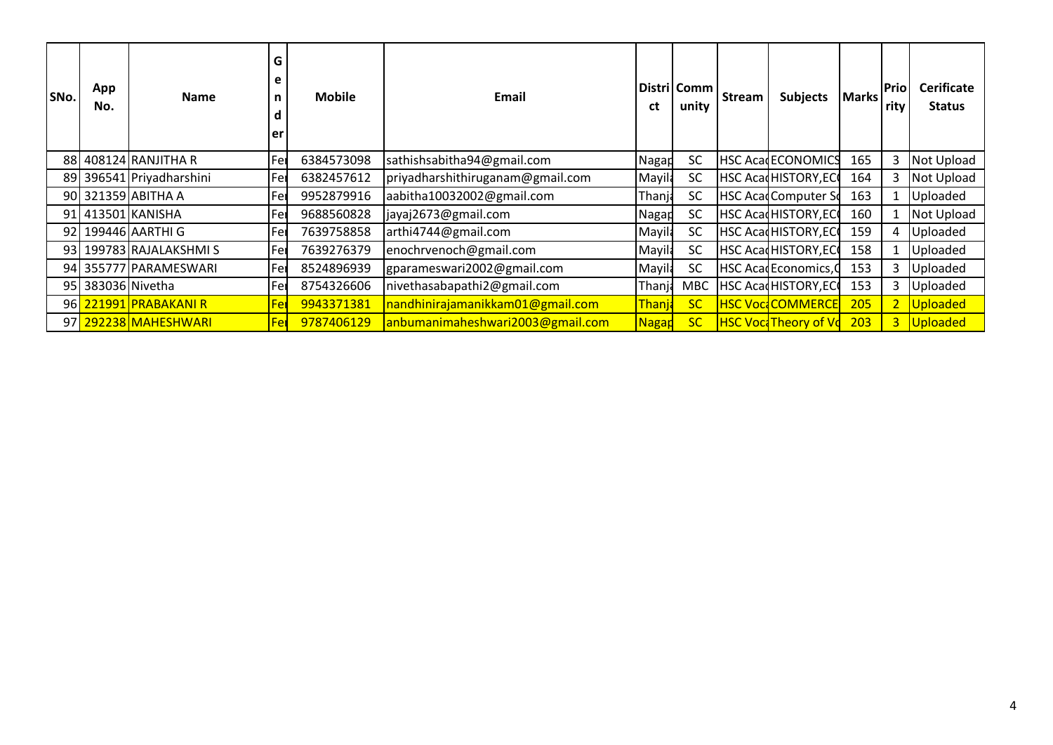| SNo. | App No. | Name | Gender | Mobile | Email | District | Community | Stream | Subjects | Marks | Priority | Cerificate Status |
|---|---|---|---|---|---|---|---|---|---|---|---|---|
| 88 | 408124 | RANJITHA R | Fe | 6384573098 | sathishsabitha94@gmail.com | Nagap | SC | HSC Acad | ECONOMICS | 165 | 3 | Not Upload |
| 89 | 396541 | Priyadharshini | Fe | 6382457612 | priyadharshithiruganam@gmail.com | Mayila | SC | HSC Acad | HISTORY,EC | 164 | 3 | Not Upload |
| 90 | 321359 | ABITHA A | Fe | 9952879916 | aabitha10032002@gmail.com | Thanja | SC | HSC Acad | Computer Sc | 163 | 1 | Uploaded |
| 91 | 413501 | KANISHA | Fe | 9688560828 | jayaj2673@gmail.com | Nagap | SC | HSC Acad | HISTORY,EC | 160 | 1 | Not Upload |
| 92 | 199446 | AARTHI G | Fe | 7639758858 | arthi4744@gmail.com | Mayila | SC | HSC Acad | HISTORY,EC | 159 | 4 | Uploaded |
| 93 | 199783 | RAJALAKSHMI S | Fe | 7639276379 | enochrvenoch@gmail.com | Mayila | SC | HSC Acad | HISTORY,EC | 158 | 1 | Uploaded |
| 94 | 355777 | PARAMESWARI | Fe | 8524896939 | gparameswari2002@gmail.com | Mayila | SC | HSC Acad | Economics,C | 153 | 3 | Uploaded |
| 95 | 383036 | Nivetha | Fe | 8754326606 | nivethasabapathi2@gmail.com | Thanja | MBC | HSC Acad | HISTORY,EC | 153 | 3 | Uploaded |
| 96 | 221991 | PRABAKANI R | Fe | 9943371381 | nandhinirajamanikkam01@gmail.com | Thanja | SC | HSC Voca | COMMERCE | 205 | 2 | Uploaded |
| 97 | 292238 | MAHESHWARI | Fe | 9787406129 | anbumanimaheshwari2003@gmail.com | Nagap | SC | HSC Voca | Theory of Vo | 203 | 3 | Uploaded |